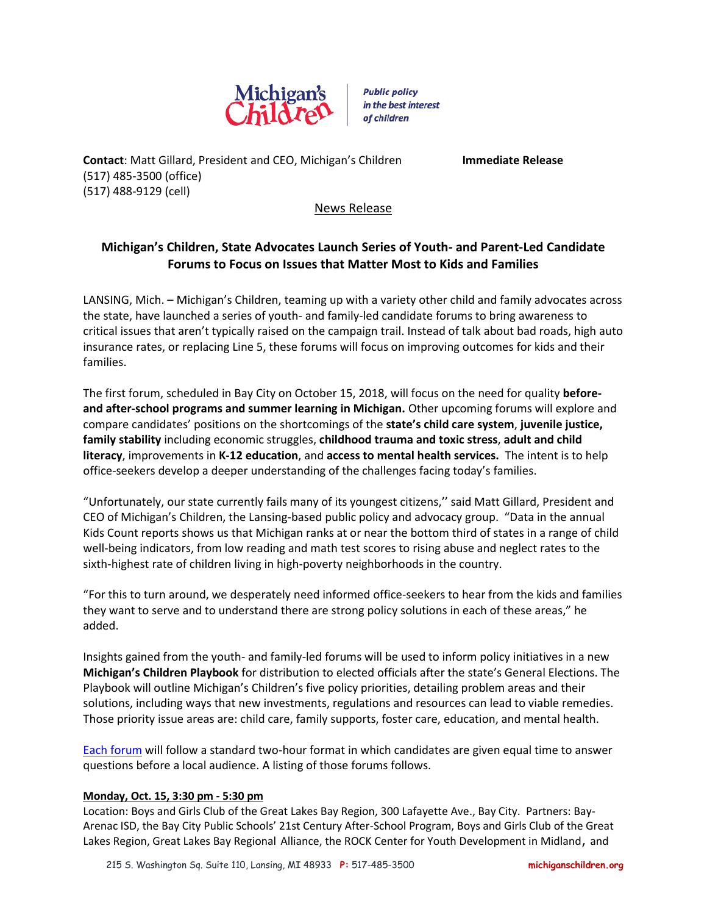Michigan's Children | *Public policy in the best interest of children*

**Contact**: Matt Gillard, President and CEO, Michigan's Children
(517) 485-3500 (office)
(517) 488-9129 (cell)

**Immediate Release**

News Release

## Michigan's Children, State Advocates Launch Series of Youth- and Parent-Led Candidate Forums to Focus on Issues that Matter Most to Kids and Families

LANSING, Mich. – Michigan's Children, teaming up with a variety other child and family advocates across the state, have launched a series of youth- and family-led candidate forums to bring awareness to critical issues that aren't typically raised on the campaign trail. Instead of talk about bad roads, high auto insurance rates, or replacing Line 5, these forums will focus on improving outcomes for kids and their families.

The first forum, scheduled in Bay City on October 15, 2018, will focus on the need for quality **before- and after-school programs and summer learning in Michigan.** Other upcoming forums will explore and compare candidates' positions on the shortcomings of the **state's child care system**, **juvenile justice, family stability** including economic struggles, **childhood trauma and toxic stress**, **adult and child literacy**, improvements in **K-12 education**, and **access to mental health services.** The intent is to help office-seekers develop a deeper understanding of the challenges facing today's families.

"Unfortunately, our state currently fails many of its youngest citizens,'' said Matt Gillard, President and CEO of Michigan's Children, the Lansing-based public policy and advocacy group. "Data in the annual Kids Count reports shows us that Michigan ranks at or near the bottom third of states in a range of child well-being indicators, from low reading and math test scores to rising abuse and neglect rates to the sixth-highest rate of children living in high-poverty neighborhoods in the country.

"For this to turn around, we desperately need informed office-seekers to hear from the kids and families they want to serve and to understand there are strong policy solutions in each of these areas," he added.

Insights gained from the youth- and family-led forums will be used to inform policy initiatives in a new **Michigan's Children Playbook** for distribution to elected officials after the state's General Elections. The Playbook will outline Michigan's Children's five policy priorities, detailing problem areas and their solutions, including ways that new investments, regulations and resources can lead to viable remedies. Those priority issue areas are: child care, family supports, foster care, education, and mental health.

Each forum will follow a standard two-hour format in which candidates are given equal time to answer questions before a local audience. A listing of those forums follows.

**Monday, Oct. 15, 3:30 pm - 5:30 pm**

Location: Boys and Girls Club of the Great Lakes Bay Region, 300 Lafayette Ave., Bay City. Partners: Bay-Arenac ISD, the Bay City Public Schools' 21st Century After-School Program, Boys and Girls Club of the Great Lakes Region, Great Lakes Bay Regional Alliance, the ROCK Center for Youth Development in Midland, and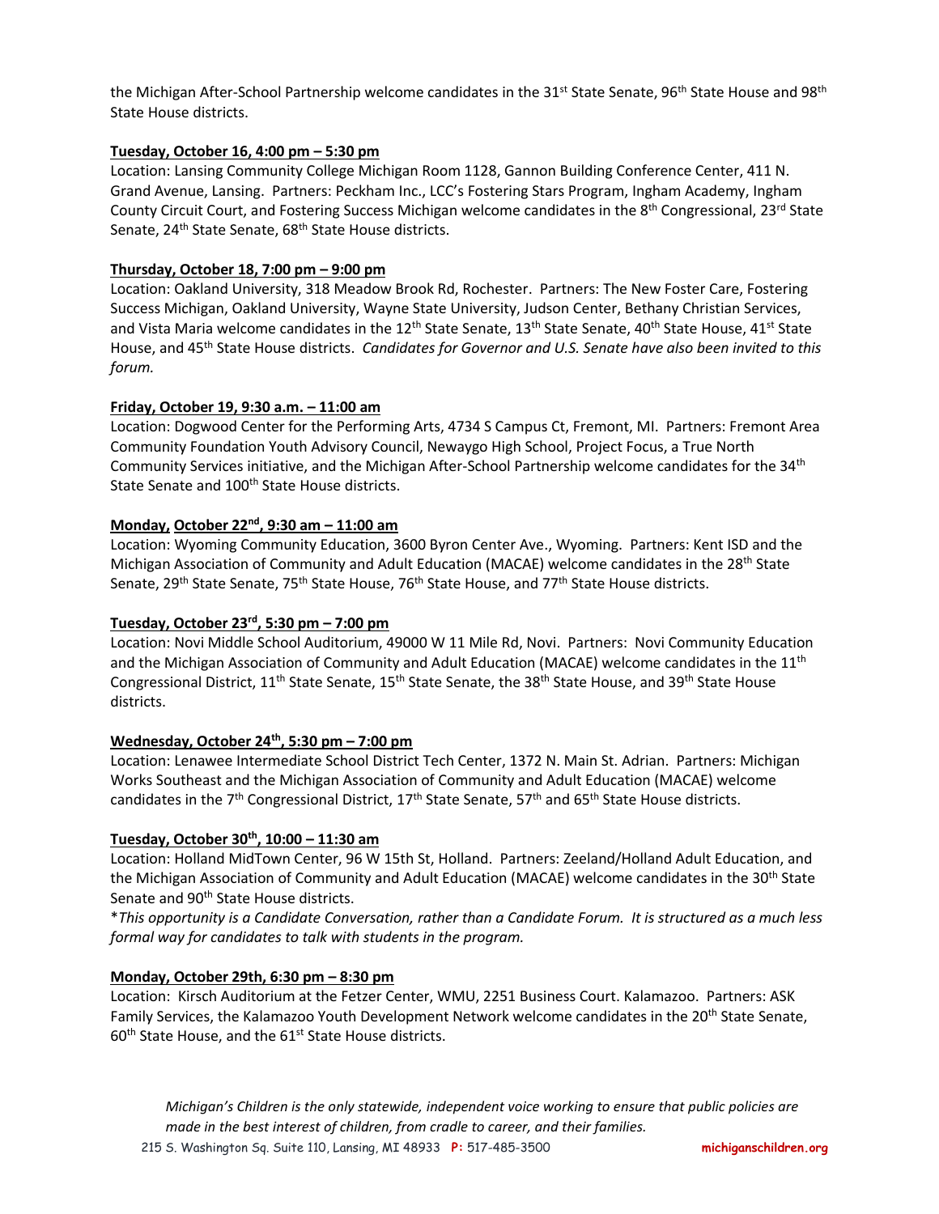the Michigan After-School Partnership welcome candidates in the 31st State Senate, 96th State House and 98th State House districts.

**Tuesday, October 16, 4:00 pm – 5:30 pm**

Location: Lansing Community College Michigan Room 1128, Gannon Building Conference Center, 411 N. Grand Avenue, Lansing. Partners: Peckham Inc., LCC's Fostering Stars Program, Ingham Academy, Ingham County Circuit Court, and Fostering Success Michigan welcome candidates in the 8th Congressional, 23rd State Senate, 24th State Senate, 68th State House districts.

**Thursday, October 18, 7:00 pm – 9:00 pm**

Location: Oakland University, 318 Meadow Brook Rd, Rochester. Partners: The New Foster Care, Fostering Success Michigan, Oakland University, Wayne State University, Judson Center, Bethany Christian Services, and Vista Maria welcome candidates in the 12th State Senate, 13th State Senate, 40th State House, 41st State House, and 45th State House districts. *Candidates for Governor and U.S. Senate have also been invited to this forum.*

**Friday, October 19, 9:30 a.m. – 11:00 am**

Location: Dogwood Center for the Performing Arts, 4734 S Campus Ct, Fremont, MI. Partners: Fremont Area Community Foundation Youth Advisory Council, Newaygo High School, Project Focus, a True North Community Services initiative, and the Michigan After-School Partnership welcome candidates for the 34th State Senate and 100th State House districts.

**Monday, October 22nd, 9:30 am – 11:00 am**

Location: Wyoming Community Education, 3600 Byron Center Ave., Wyoming. Partners: Kent ISD and the Michigan Association of Community and Adult Education (MACAE) welcome candidates in the 28th State Senate, 29th State Senate, 75th State House, 76th State House, and 77th State House districts.

**Tuesday, October 23rd, 5:30 pm – 7:00 pm**

Location: Novi Middle School Auditorium, 49000 W 11 Mile Rd, Novi. Partners: Novi Community Education and the Michigan Association of Community and Adult Education (MACAE) welcome candidates in the 11th Congressional District, 11th State Senate, 15th State Senate, the 38th State House, and 39th State House districts.

**Wednesday, October 24th, 5:30 pm – 7:00 pm**

Location: Lenawee Intermediate School District Tech Center, 1372 N. Main St. Adrian. Partners: Michigan Works Southeast and the Michigan Association of Community and Adult Education (MACAE) welcome candidates in the 7th Congressional District, 17th State Senate, 57th and 65th State House districts.

**Tuesday, October 30th, 10:00 – 11:30 am**

Location: Holland MidTown Center, 96 W 15th St, Holland. Partners: Zeeland/Holland Adult Education, and the Michigan Association of Community and Adult Education (MACAE) welcome candidates in the 30th State Senate and 90th State House districts.

**This opportunity is a Candidate Conversation, rather than a Candidate Forum. It is structured as a much less formal way for candidates to talk with students in the program.*

**Monday, October 29th, 6:30 pm – 8:30 pm**

Location: Kirsch Auditorium at the Fetzer Center, WMU, 2251 Business Court. Kalamazoo. Partners: ASK Family Services, the Kalamazoo Youth Development Network welcome candidates in the 20th State Senate, 60th State House, and the 61st State House districts.

*Michigan's Children is the only statewide, independent voice working to ensure that public policies are made in the best interest of children, from cradle to career, and their families.*

215 S. Washington Sq. Suite 110, Lansing, MI 48933 **P:** 517-485-3500 **michiganschildren.org**